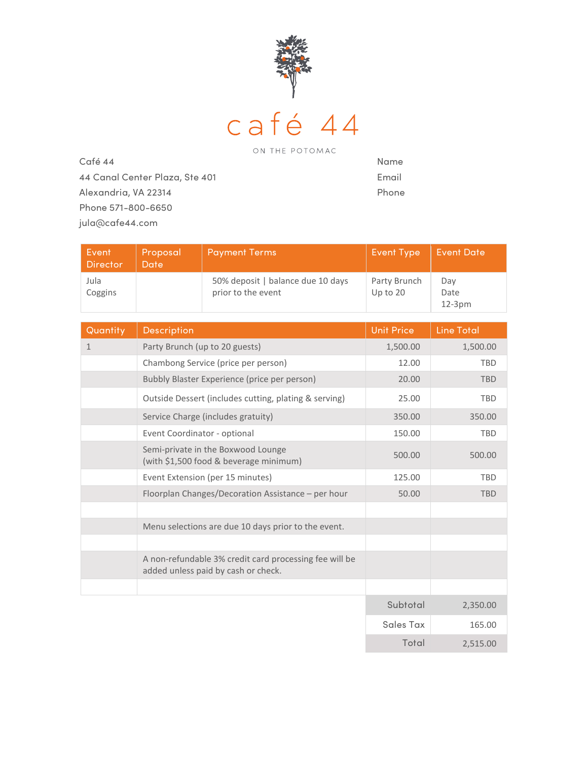# café 44

ON THE POTOMAC

Café 44
44 Canal Center Plaza, Ste 401
Alexandria, VA 22314
Phone 571-800-6650
jula@cafe44.com

Name
Email
Phone

| Event Director | Proposal Date | Payment Terms | Event Type | Event Date |
|---|---|---|---|---|
| Jula Coggins | | 50% deposit \| balance due 10 days prior to the event | Party Brunch Up to 20 | Day Date 12-3pm |

| Quantity | Description | Unit Price | Line Total |
|---|---|---|---|
| 1 | Party Brunch (up to 20 guests) | 1,500.00 | 1,500.00 |
| | Chambong Service (price per person) | 12.00 | TBD |
| | Bubbly Blaster Experience (price per person) | 20.00 | TBD |
| | Outside Dessert (includes cutting, plating & serving) | 25.00 | TBD |
| | Service Charge (includes gratuity) | 350.00 | 350.00 |
| | Event Coordinator - optional | 150.00 | TBD |
| | Semi-private in the Boxwood Lounge (with $1,500 food & beverage minimum) | 500.00 | 500.00 |
| | Event Extension (per 15 minutes) | 125.00 | TBD |
| | Floorplan Changes/Decoration Assistance – per hour | 50.00 | TBD |
| | | | |
| | Menu selections are due 10 days prior to the event. | | |
| | | | |
| | A non-refundable 3% credit card processing fee will be added unless paid by cash or check. | | |
| | | | |
| | | Subtotal | 2,350.00 |
| | | Sales Tax | 165.00 |
| | | Total | 2,515.00 |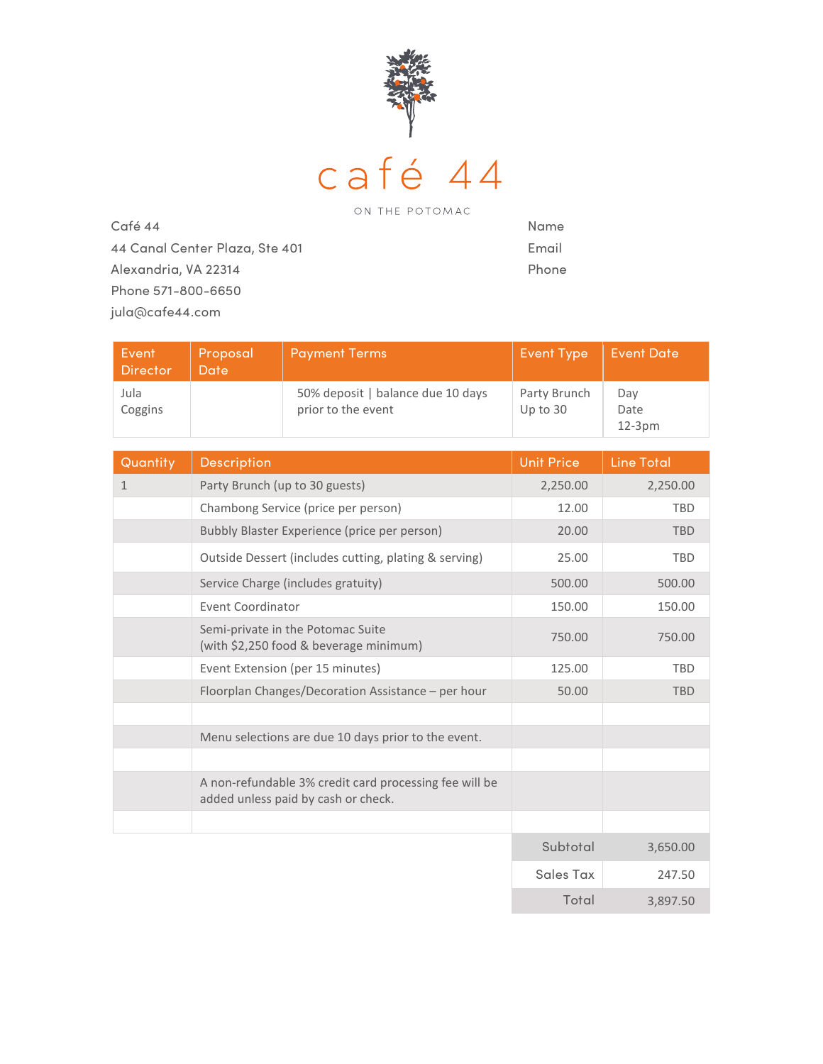# café 44

ON THE POTOMAC

Café 44
44 Canal Center Plaza, Ste 401
Alexandria, VA 22314
Phone 571-800-6650
jula@cafe44.com

Name
Email
Phone

| Event Director | Proposal Date | Payment Terms | Event Type | Event Date |
|---|---|---|---|---|
| Jula Coggins | | 50% deposit \| balance due 10 days prior to the event | Party Brunch Up to 30 | Day Date 12-3pm |

| Quantity | Description | Unit Price | Line Total |
|---|---|---|---|
| 1 | Party Brunch (up to 30 guests) | 2,250.00 | 2,250.00 |
| | Chambong Service (price per person) | 12.00 | TBD |
| | Bubbly Blaster Experience (price per person) | 20.00 | TBD |
| | Outside Dessert (includes cutting, plating & serving) | 25.00 | TBD |
| | Service Charge (includes gratuity) | 500.00 | 500.00 |
| | Event Coordinator | 150.00 | 150.00 |
| | Semi-private in the Potomac Suite (with $2,250 food & beverage minimum) | 750.00 | 750.00 |
| | Event Extension (per 15 minutes) | 125.00 | TBD |
| | Floorplan Changes/Decoration Assistance – per hour | 50.00 | TBD |
| | | | |
| | Menu selections are due 10 days prior to the event. | | |
| | | | |
| | A non-refundable 3% credit card processing fee will be added unless paid by cash or check. | | |
| | | | |
| | | Subtotal | 3,650.00 |
| | | Sales Tax | 247.50 |
| | | Total | 3,897.50 |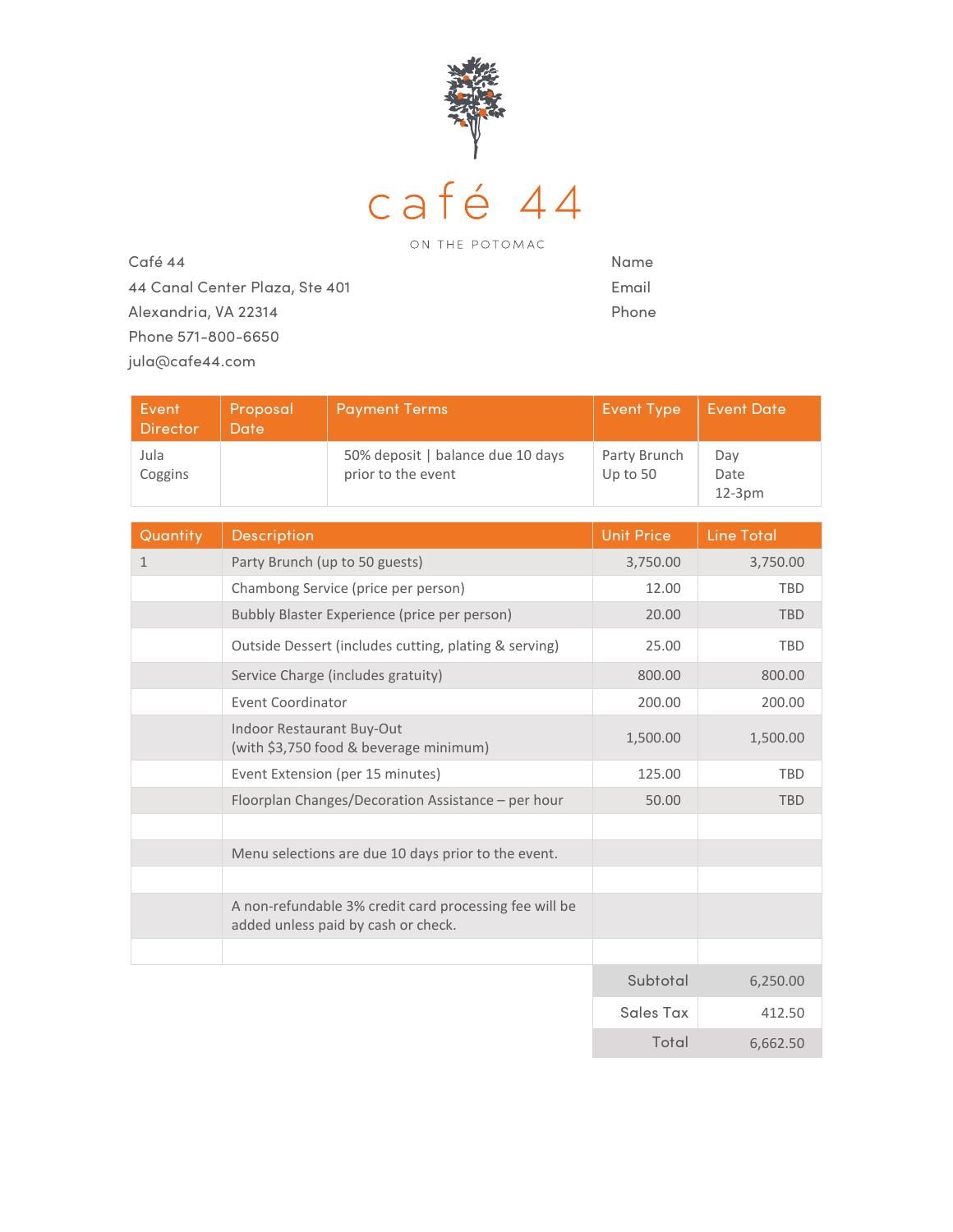# café 44

ON THE POTOMAC

Café 44
44 Canal Center Plaza, Ste 401
Alexandria, VA 22314
Phone 571-800-6650
jula@cafe44.com

Name
Email
Phone

| Event Director | Proposal Date | Payment Terms | Event Type | Event Date |
|---|---|---|---|---|
| Jula Coggins | | 50% deposit \| balance due 10 days prior to the event | Party Brunch Up to 50 | Day Date 12-3pm |

| Quantity | Description | Unit Price | Line Total |
|---|---|---|---|
| 1 | Party Brunch (up to 50 guests) | 3,750.00 | 3,750.00 |
| | Chambong Service (price per person) | 12.00 | TBD |
| | Bubbly Blaster Experience (price per person) | 20.00 | TBD |
| | Outside Dessert (includes cutting, plating & serving) | 25.00 | TBD |
| | Service Charge (includes gratuity) | 800.00 | 800.00 |
| | Event Coordinator | 200.00 | 200.00 |
| | Indoor Restaurant Buy-Out (with $3,750 food & beverage minimum) | 1,500.00 | 1,500.00 |
| | Event Extension (per 15 minutes) | 125.00 | TBD |
| | Floorplan Changes/Decoration Assistance – per hour | 50.00 | TBD |
| | | | |
| | Menu selections are due 10 days prior to the event. | | |
| | | | |
| | A non-refundable 3% credit card processing fee will be added unless paid by cash or check. | | |
| | | | |
| | | Subtotal | 6,250.00 |
| | | Sales Tax | 412.50 |
| | | Total | 6,662.50 |